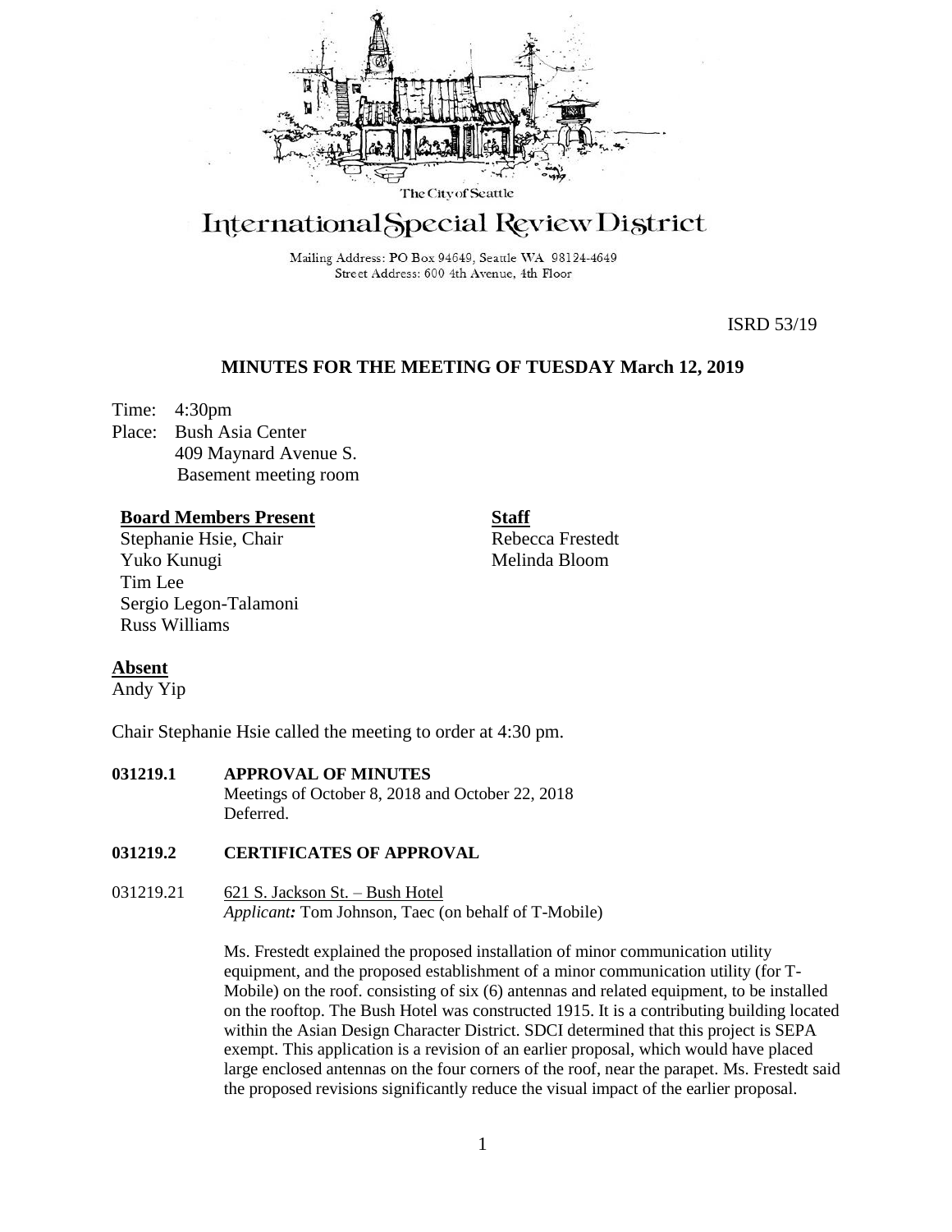The City of Seattle

# International Special Review District

Mailing Address: PO Box 94649, Seattle WA 98124-4649
Street Address: 600 4th Avenue, 4th Floor

ISRD 53/19

## MINUTES FOR THE MEETING OF TUESDAY March 12, 2019

Time: 4:30pm
Place: Bush Asia Center
409 Maynard Avenue S.
Basement meeting room

**Board Members Present**
Stephanie Hsie, Chair
Yuko Kunugi
Tim Lee
Sergio Legon-Talamoni
Russ Williams

**Staff**
Rebecca Frestedt
Melinda Bloom

**Absent**
Andy Yip

Chair Stephanie Hsie called the meeting to order at 4:30 pm.

**031219.1 APPROVAL OF MINUTES**
Meetings of October 8, 2018 and October 22, 2018
Deferred.

**031219.2 CERTIFICATES OF APPROVAL**

031219.21 621 S. Jackson St. – Bush Hotel
*Applicant:* Tom Johnson, Taec (on behalf of T-Mobile)

Ms. Frestedt explained the proposed installation of minor communication utility equipment, and the proposed establishment of a minor communication utility (for T-Mobile) on the roof. consisting of six (6) antennas and related equipment, to be installed on the rooftop. The Bush Hotel was constructed 1915. It is a contributing building located within the Asian Design Character District. SDCI determined that this project is SEPA exempt. This application is a revision of an earlier proposal, which would have placed large enclosed antennas on the four corners of the roof, near the parapet. Ms. Frestedt said the proposed revisions significantly reduce the visual impact of the earlier proposal.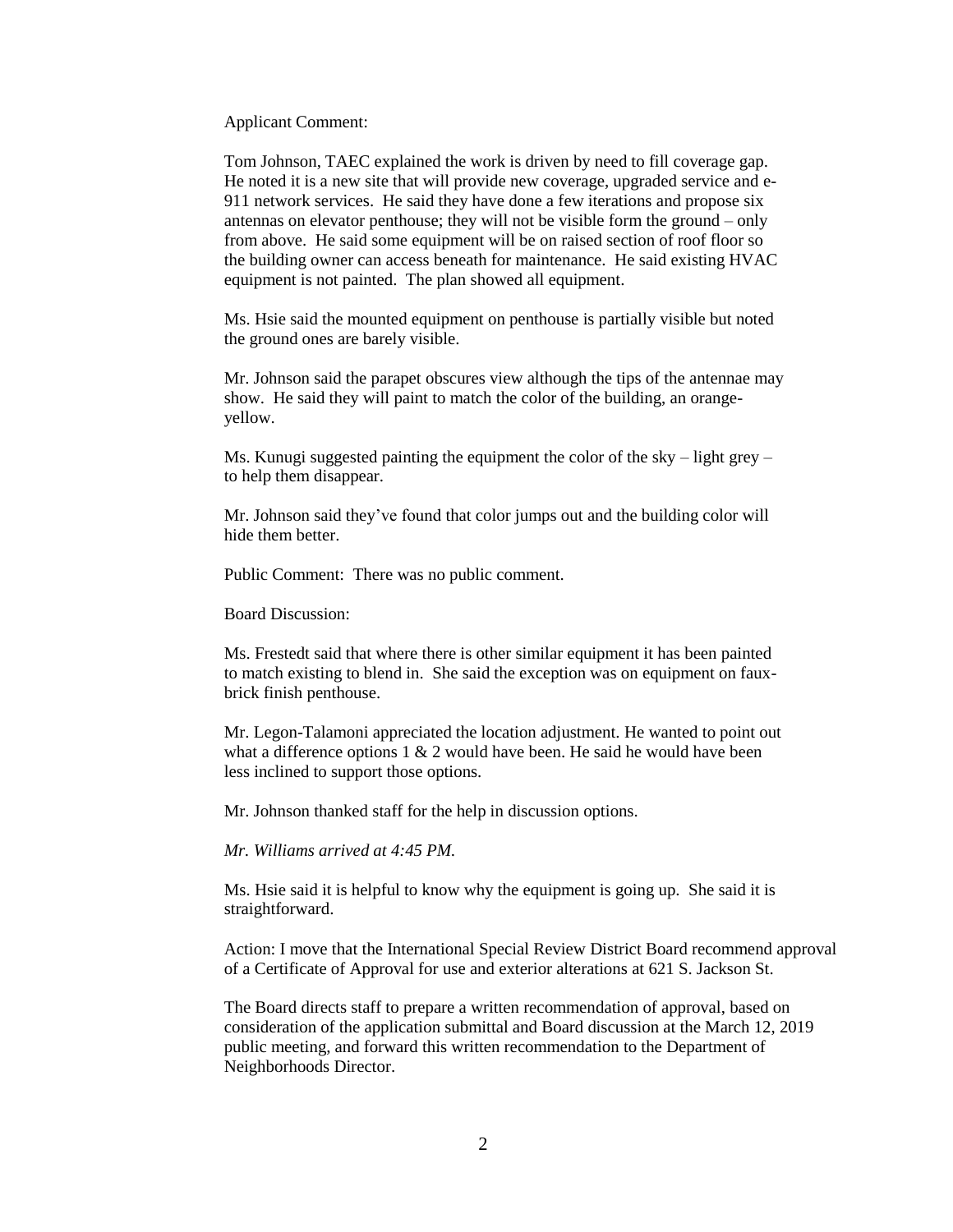Applicant Comment:

Tom Johnson, TAEC explained the work is driven by need to fill coverage gap. He noted it is a new site that will provide new coverage, upgraded service and e-911 network services. He said they have done a few iterations and propose six antennas on elevator penthouse; they will not be visible form the ground – only from above. He said some equipment will be on raised section of roof floor so the building owner can access beneath for maintenance. He said existing HVAC equipment is not painted. The plan showed all equipment.

Ms. Hsie said the mounted equipment on penthouse is partially visible but noted the ground ones are barely visible.

Mr. Johnson said the parapet obscures view although the tips of the antennae may show. He said they will paint to match the color of the building, an orange-yellow.

Ms. Kunugi suggested painting the equipment the color of the sky – light grey – to help them disappear.

Mr. Johnson said they've found that color jumps out and the building color will hide them better.

Public Comment: There was no public comment.

Board Discussion:

Ms. Frestedt said that where there is other similar equipment it has been painted to match existing to blend in. She said the exception was on equipment on faux-brick finish penthouse.

Mr. Legon-Talamoni appreciated the location adjustment. He wanted to point out what a difference options 1 & 2 would have been. He said he would have been less inclined to support those options.

Mr. Johnson thanked staff for the help in discussion options.

*Mr. Williams arrived at 4:45 PM.*

Ms. Hsie said it is helpful to know why the equipment is going up. She said it is straightforward.

Action: I move that the International Special Review District Board recommend approval of a Certificate of Approval for use and exterior alterations at 621 S. Jackson St.

The Board directs staff to prepare a written recommendation of approval, based on consideration of the application submittal and Board discussion at the March 12, 2019 public meeting, and forward this written recommendation to the Department of Neighborhoods Director.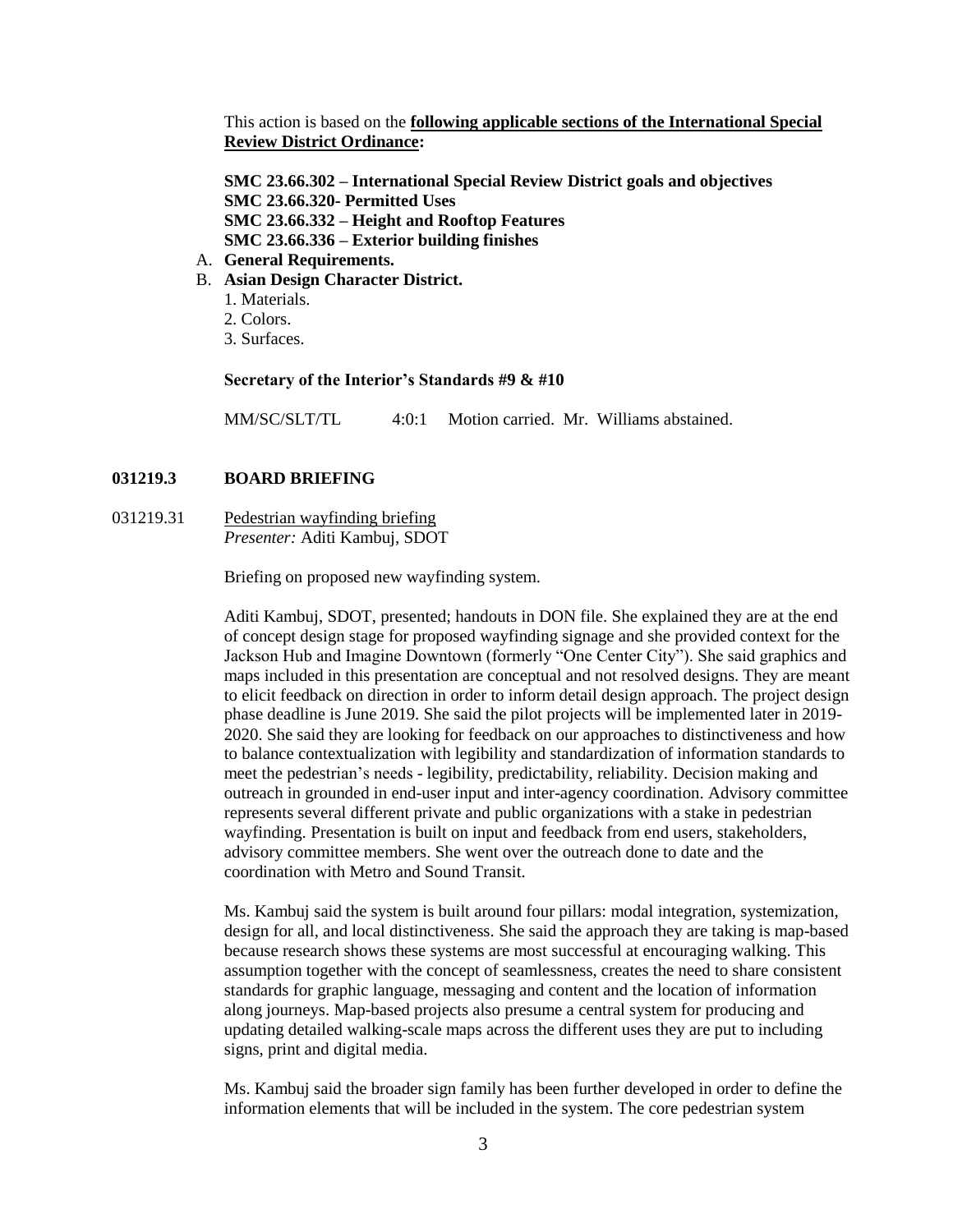This action is based on the **following applicable sections of the International Special Review District Ordinance:**

**SMC 23.66.302 – International Special Review District goals and objectives**
**SMC 23.66.320- Permitted Uses**
**SMC 23.66.332 – Height and Rooftop Features**
**SMC 23.66.336 – Exterior building finishes**

A. **General Requirements.**
B. **Asian Design Character District.**
   1. Materials.
   2. Colors.
   3. Surfaces.

**Secretary of the Interior's Standards #9 & #10**

MM/SC/SLT/TL 4:0:1 Motion carried. Mr. Williams abstained.

## 031219.3 BOARD BRIEFING

031219.31 Pedestrian wayfinding briefing
*Presenter:* Aditi Kambuj, SDOT

Briefing on proposed new wayfinding system.

Aditi Kambuj, SDOT, presented; handouts in DON file. She explained they are at the end of concept design stage for proposed wayfinding signage and she provided context for the Jackson Hub and Imagine Downtown (formerly "One Center City"). She said graphics and maps included in this presentation are conceptual and not resolved designs. They are meant to elicit feedback on direction in order to inform detail design approach. The project design phase deadline is June 2019. She said the pilot projects will be implemented later in 2019-2020. She said they are looking for feedback on our approaches to distinctiveness and how to balance contextualization with legibility and standardization of information standards to meet the pedestrian's needs - legibility, predictability, reliability. Decision making and outreach in grounded in end-user input and inter-agency coordination. Advisory committee represents several different private and public organizations with a stake in pedestrian wayfinding. Presentation is built on input and feedback from end users, stakeholders, advisory committee members. She went over the outreach done to date and the coordination with Metro and Sound Transit.

Ms. Kambuj said the system is built around four pillars: modal integration, systemization, design for all, and local distinctiveness. She said the approach they are taking is map-based because research shows these systems are most successful at encouraging walking. This assumption together with the concept of seamlessness, creates the need to share consistent standards for graphic language, messaging and content and the location of information along journeys. Map-based projects also presume a central system for producing and updating detailed walking-scale maps across the different uses they are put to including signs, print and digital media.

Ms. Kambuj said the broader sign family has been further developed in order to define the information elements that will be included in the system. The core pedestrian system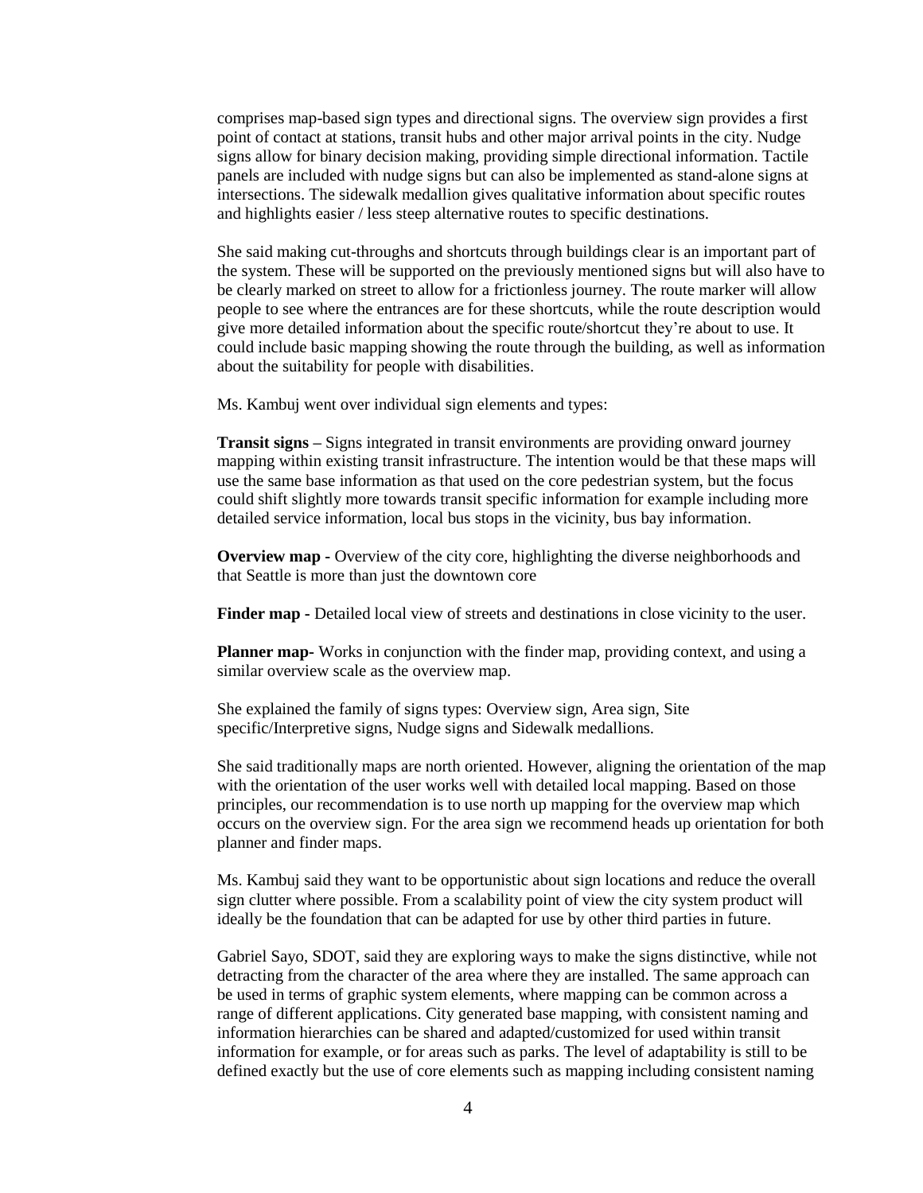comprises map-based sign types and directional signs. The overview sign provides a first point of contact at stations, transit hubs and other major arrival points in the city. Nudge signs allow for binary decision making, providing simple directional information. Tactile panels are included with nudge signs but can also be implemented as stand-alone signs at intersections. The sidewalk medallion gives qualitative information about specific routes and highlights easier / less steep alternative routes to specific destinations.

She said making cut-throughs and shortcuts through buildings clear is an important part of the system. These will be supported on the previously mentioned signs but will also have to be clearly marked on street to allow for a frictionless journey. The route marker will allow people to see where the entrances are for these shortcuts, while the route description would give more detailed information about the specific route/shortcut they're about to use. It could include basic mapping showing the route through the building, as well as information about the suitability for people with disabilities.

Ms. Kambuj went over individual sign elements and types:

**Transit signs –** Signs integrated in transit environments are providing onward journey mapping within existing transit infrastructure. The intention would be that these maps will use the same base information as that used on the core pedestrian system, but the focus could shift slightly more towards transit specific information for example including more detailed service information, local bus stops in the vicinity, bus bay information.

**Overview map -** Overview of the city core, highlighting the diverse neighborhoods and that Seattle is more than just the downtown core

**Finder map -** Detailed local view of streets and destinations in close vicinity to the user.

**Planner map-** Works in conjunction with the finder map, providing context, and using a similar overview scale as the overview map.

She explained the family of signs types: Overview sign, Area sign, Site specific/Interpretive signs, Nudge signs and Sidewalk medallions.

She said traditionally maps are north oriented. However, aligning the orientation of the map with the orientation of the user works well with detailed local mapping. Based on those principles, our recommendation is to use north up mapping for the overview map which occurs on the overview sign. For the area sign we recommend heads up orientation for both planner and finder maps.

Ms. Kambuj said they want to be opportunistic about sign locations and reduce the overall sign clutter where possible. From a scalability point of view the city system product will ideally be the foundation that can be adapted for use by other third parties in future.

Gabriel Sayo, SDOT, said they are exploring ways to make the signs distinctive, while not detracting from the character of the area where they are installed. The same approach can be used in terms of graphic system elements, where mapping can be common across a range of different applications. City generated base mapping, with consistent naming and information hierarchies can be shared and adapted/customized for used within transit information for example, or for areas such as parks. The level of adaptability is still to be defined exactly but the use of core elements such as mapping including consistent naming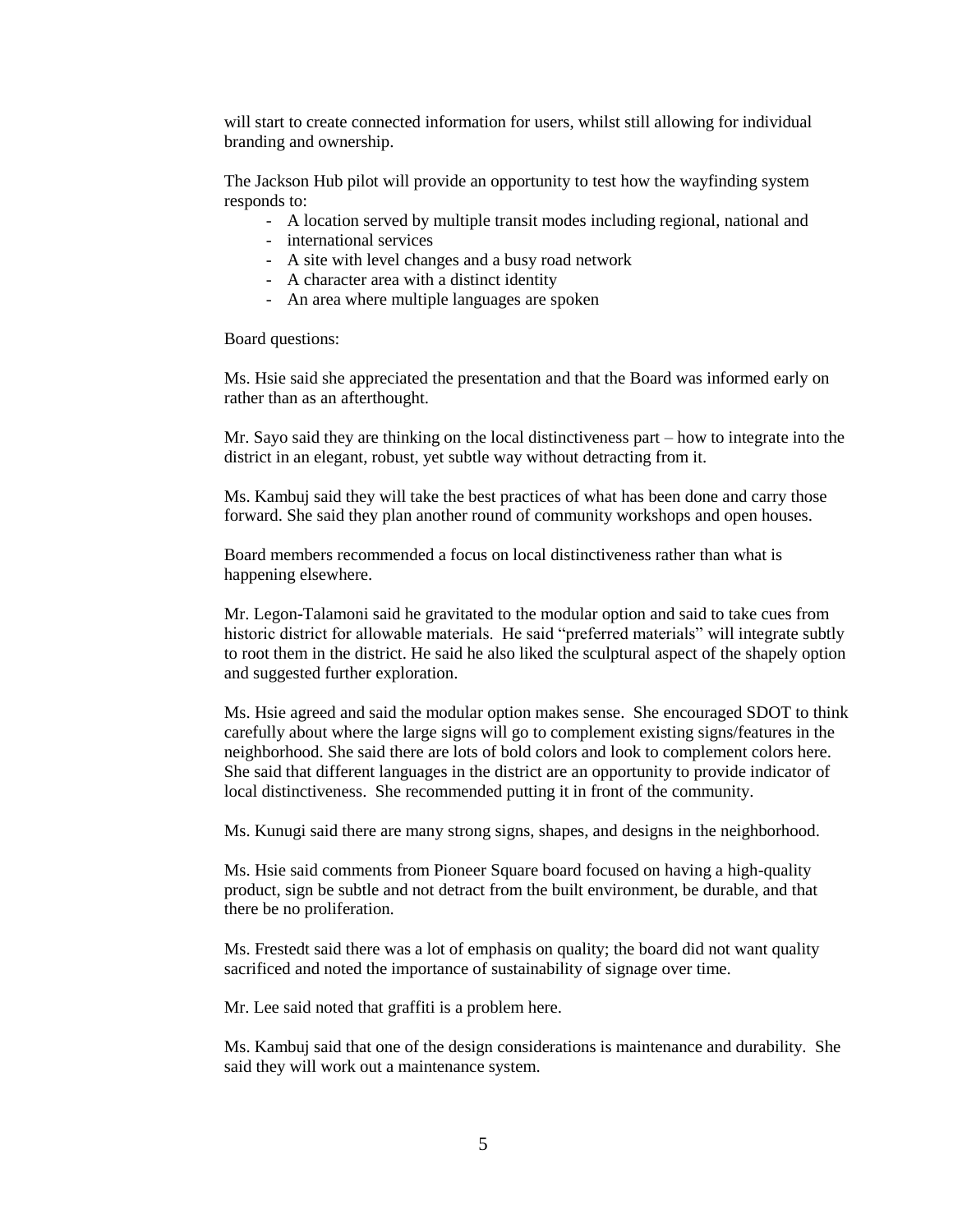will start to create connected information for users, whilst still allowing for individual branding and ownership.

The Jackson Hub pilot will provide an opportunity to test how the wayfinding system responds to:

- A location served by multiple transit modes including regional, national and
- international services
- A site with level changes and a busy road network
- A character area with a distinct identity
- An area where multiple languages are spoken

Board questions:

Ms. Hsie said she appreciated the presentation and that the Board was informed early on rather than as an afterthought.

Mr. Sayo said they are thinking on the local distinctiveness part – how to integrate into the district in an elegant, robust, yet subtle way without detracting from it.

Ms. Kambuj said they will take the best practices of what has been done and carry those forward. She said they plan another round of community workshops and open houses.

Board members recommended a focus on local distinctiveness rather than what is happening elsewhere.

Mr. Legon-Talamoni said he gravitated to the modular option and said to take cues from historic district for allowable materials. He said "preferred materials" will integrate subtly to root them in the district. He said he also liked the sculptural aspect of the shapely option and suggested further exploration.

Ms. Hsie agreed and said the modular option makes sense. She encouraged SDOT to think carefully about where the large signs will go to complement existing signs/features in the neighborhood. She said there are lots of bold colors and look to complement colors here. She said that different languages in the district are an opportunity to provide indicator of local distinctiveness. She recommended putting it in front of the community.

Ms. Kunugi said there are many strong signs, shapes, and designs in the neighborhood.

Ms. Hsie said comments from Pioneer Square board focused on having a high-quality product, sign be subtle and not detract from the built environment, be durable, and that there be no proliferation.

Ms. Frestedt said there was a lot of emphasis on quality; the board did not want quality sacrificed and noted the importance of sustainability of signage over time.

Mr. Lee said noted that graffiti is a problem here.

Ms. Kambuj said that one of the design considerations is maintenance and durability. She said they will work out a maintenance system.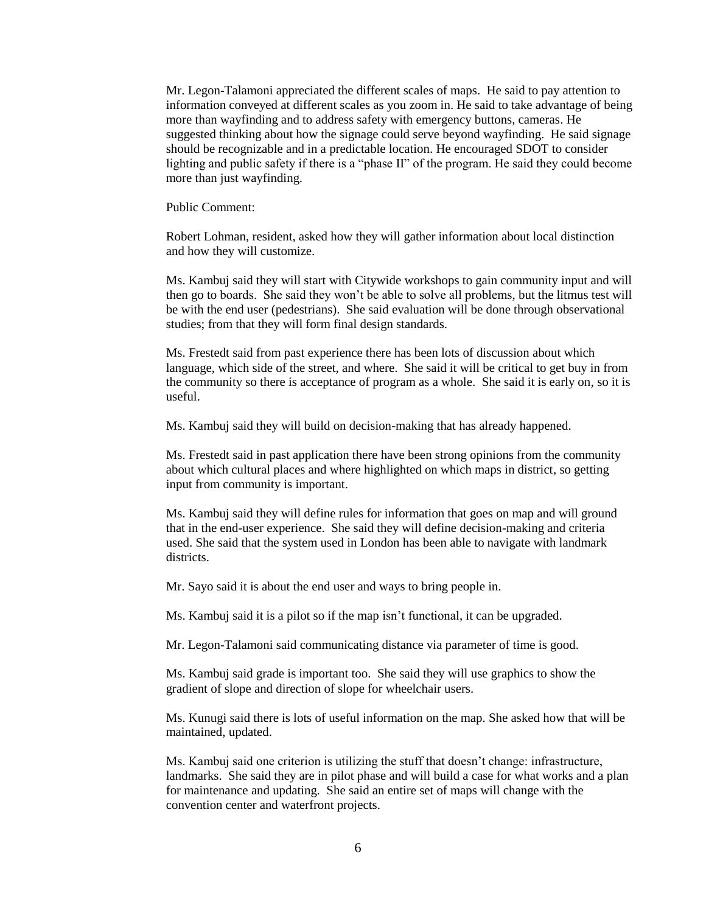Mr. Legon-Talamoni appreciated the different scales of maps. He said to pay attention to information conveyed at different scales as you zoom in. He said to take advantage of being more than wayfinding and to address safety with emergency buttons, cameras. He suggested thinking about how the signage could serve beyond wayfinding. He said signage should be recognizable and in a predictable location. He encouraged SDOT to consider lighting and public safety if there is a "phase II" of the program. He said they could become more than just wayfinding.

Public Comment:

Robert Lohman, resident, asked how they will gather information about local distinction and how they will customize.

Ms. Kambuj said they will start with Citywide workshops to gain community input and will then go to boards. She said they won't be able to solve all problems, but the litmus test will be with the end user (pedestrians). She said evaluation will be done through observational studies; from that they will form final design standards.

Ms. Frestedt said from past experience there has been lots of discussion about which language, which side of the street, and where. She said it will be critical to get buy in from the community so there is acceptance of program as a whole. She said it is early on, so it is useful.

Ms. Kambuj said they will build on decision-making that has already happened.

Ms. Frestedt said in past application there have been strong opinions from the community about which cultural places and where highlighted on which maps in district, so getting input from community is important.

Ms. Kambuj said they will define rules for information that goes on map and will ground that in the end-user experience. She said they will define decision-making and criteria used. She said that the system used in London has been able to navigate with landmark districts.

Mr. Sayo said it is about the end user and ways to bring people in.

Ms. Kambuj said it is a pilot so if the map isn't functional, it can be upgraded.

Mr. Legon-Talamoni said communicating distance via parameter of time is good.

Ms. Kambuj said grade is important too. She said they will use graphics to show the gradient of slope and direction of slope for wheelchair users.

Ms. Kunugi said there is lots of useful information on the map. She asked how that will be maintained, updated.

Ms. Kambuj said one criterion is utilizing the stuff that doesn't change: infrastructure, landmarks. She said they are in pilot phase and will build a case for what works and a plan for maintenance and updating. She said an entire set of maps will change with the convention center and waterfront projects.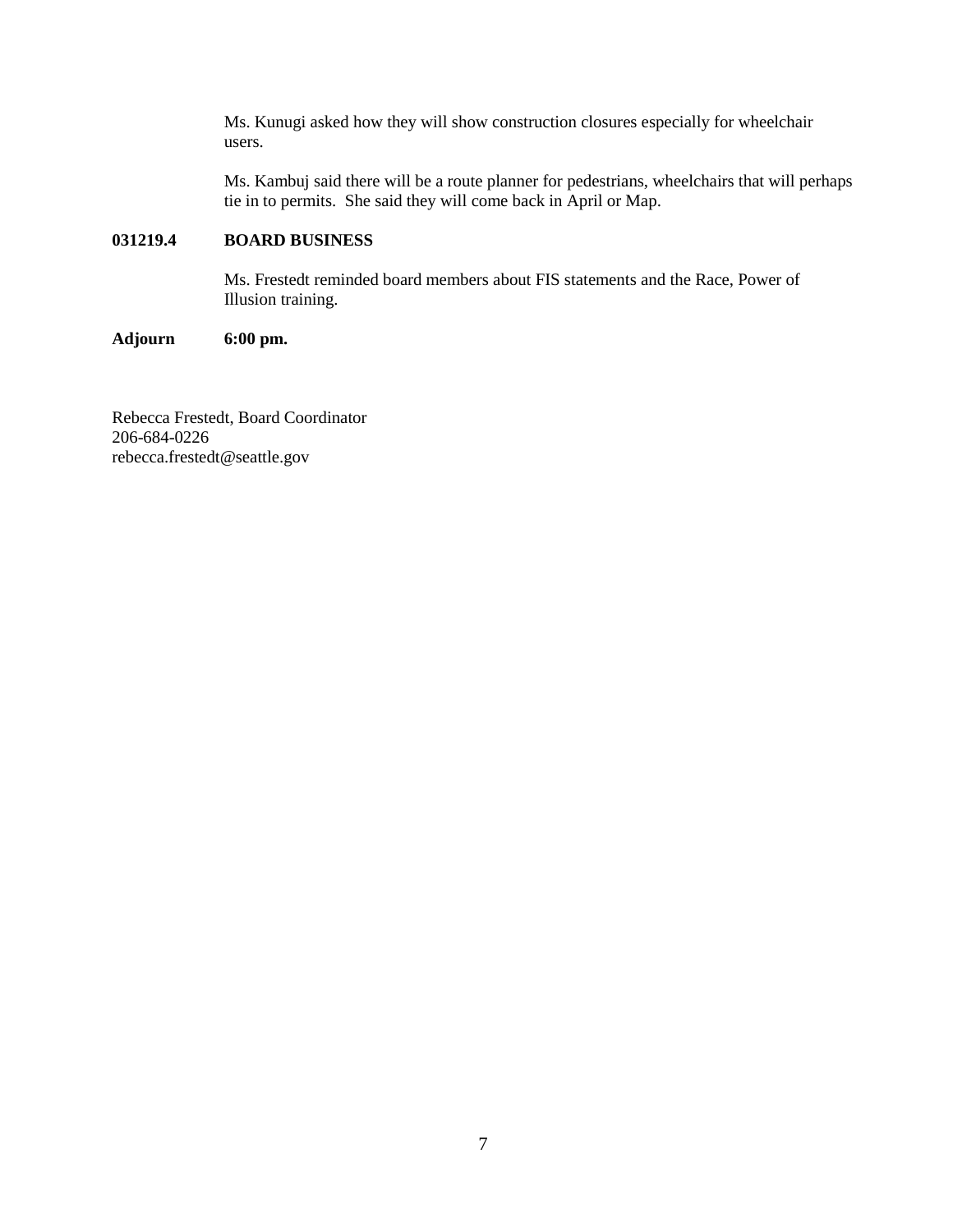Ms. Kunugi asked how they will show construction closures especially for wheelchair users.

Ms. Kambuj said there will be a route planner for pedestrians, wheelchairs that will perhaps tie in to permits. She said they will come back in April or Map.

**031219.4 BOARD BUSINESS**

Ms. Frestedt reminded board members about FIS statements and the Race, Power of Illusion training.

**Adjourn 6:00 pm.**

Rebecca Frestedt, Board Coordinator
206-684-0226
rebecca.frestedt@seattle.gov